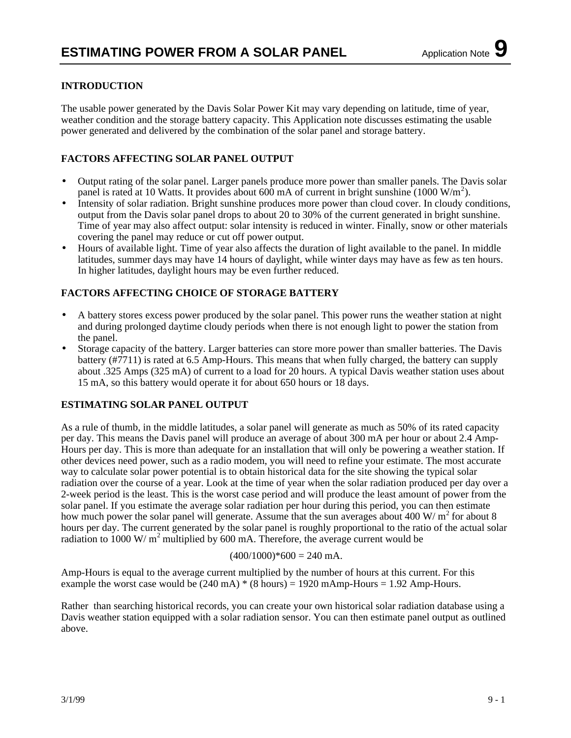# ESTIMATING POWER FROM A SOLAR PANEL

Application Note **9**

## INTRODUCTION

The usable power generated by the Davis Solar Power Kit may vary depending on latitude, time of year, weather condition and the storage battery capacity. This Application note discusses estimating the usable power generated and delivered by the combination of the solar panel and storage battery.

## FACTORS AFFECTING SOLAR PANEL OUTPUT

- Output rating of the solar panel. Larger panels produce more power than smaller panels. The Davis solar panel is rated at 10 Watts. It provides about 600 mA of current in bright sunshine (1000 W/$m^2$).
- Intensity of solar radiation. Bright sunshine produces more power than cloud cover. In cloudy conditions, output from the Davis solar panel drops to about 20 to 30% of the current generated in bright sunshine. Time of year may also affect output: solar intensity is reduced in winter. Finally, snow or other materials covering the panel may reduce or cut off power output.
- Hours of available light. Time of year also affects the duration of light available to the panel. In middle latitudes, summer days may have 14 hours of daylight, while winter days may have as few as ten hours. In higher latitudes, daylight hours may be even further reduced.

## FACTORS AFFECTING CHOICE OF STORAGE BATTERY

- A battery stores excess power produced by the solar panel. This power runs the weather station at night and during prolonged daytime cloudy periods when there is not enough light to power the station from the panel.
- Storage capacity of the battery. Larger batteries can store more power than smaller batteries. The Davis battery (#7711) is rated at 6.5 Amp-Hours. This means that when fully charged, the battery can supply about .325 Amps (325 mA) of current to a load for 20 hours. A typical Davis weather station uses about 15 mA, so this battery would operate it for about 650 hours or 18 days.

## ESTIMATING SOLAR PANEL OUTPUT

As a rule of thumb, in the middle latitudes, a solar panel will generate as much as 50% of its rated capacity per day. This means the Davis panel will produce an average of about 300 mA per hour or about 2.4 Amp-Hours per day. This is more than adequate for an installation that will only be powering a weather station. If other devices need power, such as a radio modem, you will need to refine your estimate. The most accurate way to calculate solar power potential is to obtain historical data for the site showing the typical solar radiation over the course of a year. Look at the time of year when the solar radiation produced per day over a 2-week period is the least. This is the worst case period and will produce the least amount of power from the solar panel. If you estimate the average solar radiation per hour during this period, you can then estimate how much power the solar panel will generate. Assume that the sun averages about 400 W/ $m^2$ for about 8 hours per day. The current generated by the solar panel is roughly proportional to the ratio of the actual solar radiation to 1000 W/ $m^2$ multiplied by 600 mA. Therefore, the average current would be

$$(400/1000)*600 = 240 \text{ mA.}$$

Amp-Hours is equal to the average current multiplied by the number of hours at this current. For this example the worst case would be (240 mA) * (8 hours) = 1920 mAmp-Hours = 1.92 Amp-Hours.

Rather than searching historical records, you can create your own historical solar radiation database using a Davis weather station equipped with a solar radiation sensor. You can then estimate panel output as outlined above.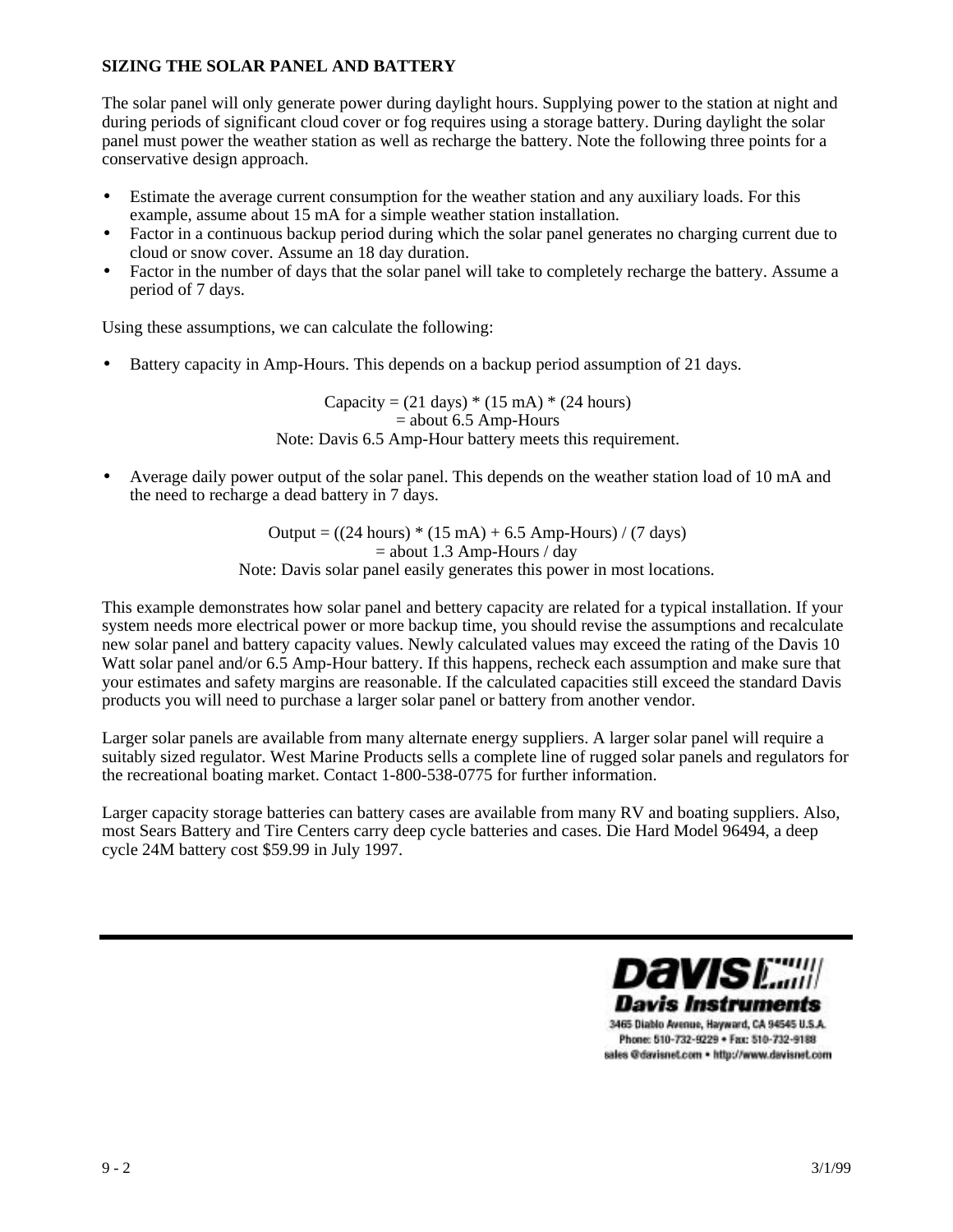**SIZING THE SOLAR PANEL AND BATTERY**

The solar panel will only generate power during daylight hours. Supplying power to the station at night and during periods of significant cloud cover or fog requires using a storage battery. During daylight the solar panel must power the weather station as well as recharge the battery. Note the following three points for a conservative design approach.

- Estimate the average current consumption for the weather station and any auxiliary loads. For this example, assume about 15 mA for a simple weather station installation.
- Factor in a continuous backup period during which the solar panel generates no charging current due to cloud or snow cover. Assume an 18 day duration.
- Factor in the number of days that the solar panel will take to completely recharge the battery. Assume a period of 7 days.

Using these assumptions, we can calculate the following:

- Battery capacity in Amp-Hours. This depends on a backup period assumption of 21 days.

  Capacity = (21 days) * (15 mA) * (24 hours)
  = about 6.5 Amp-Hours
  Note: Davis 6.5 Amp-Hour battery meets this requirement.

- Average daily power output of the solar panel. This depends on the weather station load of 10 mA and the need to recharge a dead battery in 7 days.

  Output = ((24 hours) * (15 mA) + 6.5 Amp-Hours) / (7 days)
  = about 1.3 Amp-Hours / day
  Note: Davis solar panel easily generates this power in most locations.

This example demonstrates how solar panel and bettery capacity are related for a typical installation. If your system needs more electrical power or more backup time, you should revise the assumptions and recalculate new solar panel and battery capacity values. Newly calculated values may exceed the rating of the Davis 10 Watt solar panel and/or 6.5 Amp-Hour battery. If this happens, recheck each assumption and make sure that your estimates and safety margins are reasonable. If the calculated capacities still exceed the standard Davis products you will need to purchase a larger solar panel or battery from another vendor.

Larger solar panels are available from many alternate energy suppliers. A larger solar panel will require a suitably sized regulator. West Marine Products sells a complete line of rugged solar panels and regulators for the recreational boating market. Contact 1-800-538-0775 for further information.

Larger capacity storage batteries can battery cases are available from many RV and boating suppliers. Also, most Sears Battery and Tire Centers carry deep cycle batteries and cases. Die Hard Model 96494, a deep cycle 24M battery cost $59.99 in July 1997.

Davis Instruments
3465 Diablo Avenue, Hayward, CA 94545 U.S.A.
Phone: 510-732-9229 • Fax: 510-732-9188
sales@davisnet.com • http://www.davisnet.com